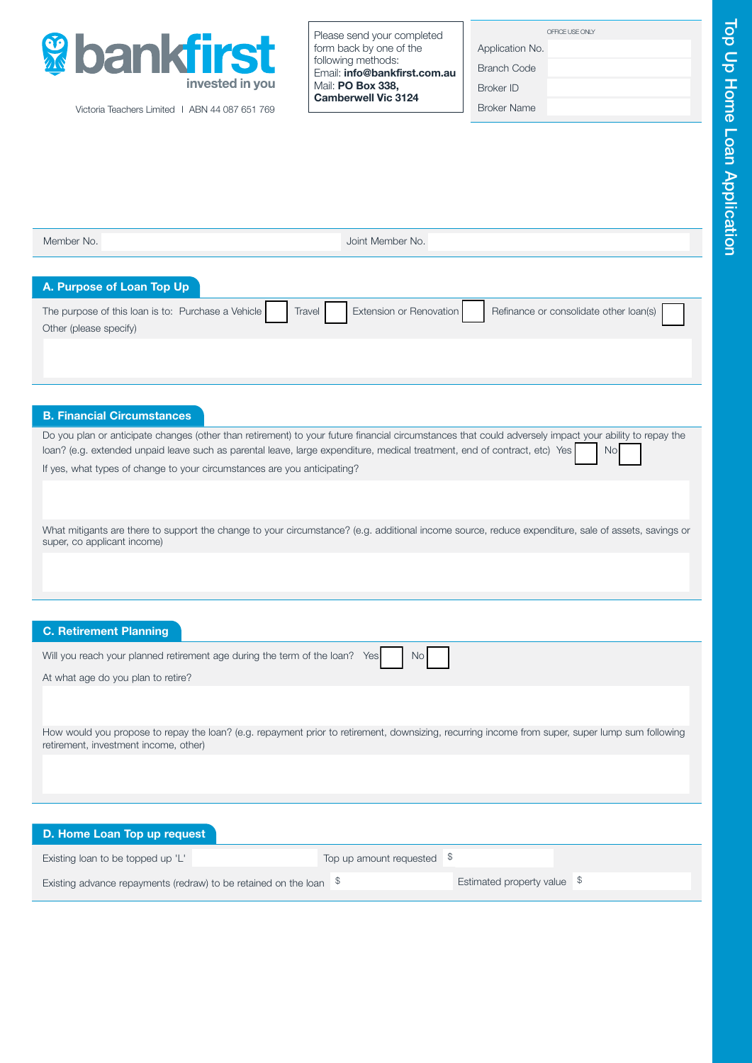# Top Up Home Loan Application

**bankfirst** invested in you

Victoria Teachers Limited | ABN 44 087 651 769

Please send your completed form back by one of the following methods:
Email: **info@bankfirst.com.au**
Mail: **PO Box 338, Camberwell Vic 3124**

| OFFICE USE ONLY | |
|---|---|
| Application No. | |
| Branch Code | |
| Broker ID | |
| Broker Name | |

Member No. | Joint Member No.

## A. Purpose of Loan Top Up

The purpose of this loan is to: Purchase a Vehicle ☐ Travel ☐ Extension or Renovation ☐ Refinance or consolidate other loan(s) ☐

Other (please specify)

## B. Financial Circumstances

Do you plan or anticipate changes (other than retirement) to your future financial circumstances that could adversely impact your ability to repay the loan? (e.g. extended unpaid leave such as parental leave, large expenditure, medical treatment, end of contract, etc) Yes ☐ No ☐

If yes, what types of change to your circumstances are you anticipating?

What mitigants are there to support the change to your circumstance? (e.g. additional income source, reduce expenditure, sale of assets, savings or super, co applicant income)

## C. Retirement Planning

Will you reach your planned retirement age during the term of the loan? Yes ☐ No ☐

At what age do you plan to retire?

How would you propose to repay the loan? (e.g. repayment prior to retirement, downsizing, recurring income from super, super lump sum following retirement, investment income, other)

## D. Home Loan Top up request

Existing loan to be topped up 'L' | Top up amount requested $

Existing advance repayments (redraw) to be retained on the loan $ | Estimated property value $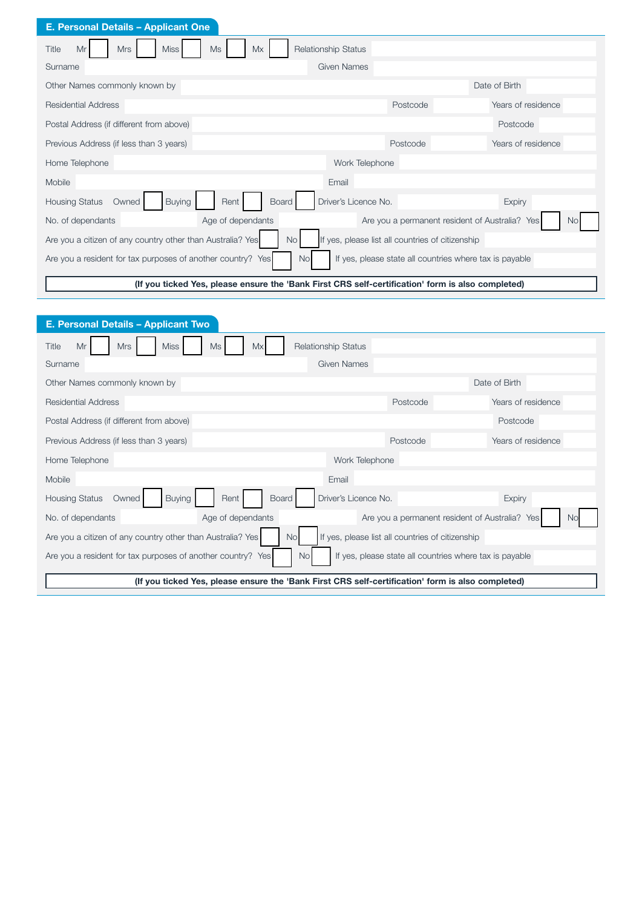## E. Personal Details – Applicant One

Title Mr [ ] Mrs [ ] Miss [ ] Ms [ ] Mx [ ] Relationship Status

Surname Given Names

Other Names commonly known by Date of Birth

Residential Address Postcode Years of residence

Postal Address (if different from above) Postcode

Previous Address (if less than 3 years) Postcode Years of residence

Home Telephone Work Telephone

Mobile Email

Housing Status Owned [ ] Buying [ ] Rent [ ] Board [ ] Driver's Licence No. Expiry

No. of dependants Age of dependants Are you a permanent resident of Australia? Yes [ ] No [ ]

Are you a citizen of any country other than Australia? Yes [ ] No [ ] If yes, please list all countries of citizenship

Are you a resident for tax purposes of another country? Yes [ ] No [ ] If yes, please state all countries where tax is payable

**(If you ticked Yes, please ensure the 'Bank First CRS self-certification' form is also completed)**

## E. Personal Details – Applicant Two

Title Mr [ ] Mrs [ ] Miss [ ] Ms [ ] Mx [ ] Relationship Status

Surname Given Names

Other Names commonly known by Date of Birth

Residential Address Postcode Years of residence

Postal Address (if different from above) Postcode

Previous Address (if less than 3 years) Postcode Years of residence

Home Telephone Work Telephone

Mobile Email

Housing Status Owned [ ] Buying [ ] Rent [ ] Board [ ] Driver's Licence No. Expiry

No. of dependants Age of dependants Are you a permanent resident of Australia? Yes [ ] No [ ]

Are you a citizen of any country other than Australia? Yes [ ] No [ ] If yes, please list all countries of citizenship

Are you a resident for tax purposes of another country? Yes [ ] No [ ] If yes, please state all countries where tax is payable

**(If you ticked Yes, please ensure the 'Bank First CRS self-certification' form is also completed)**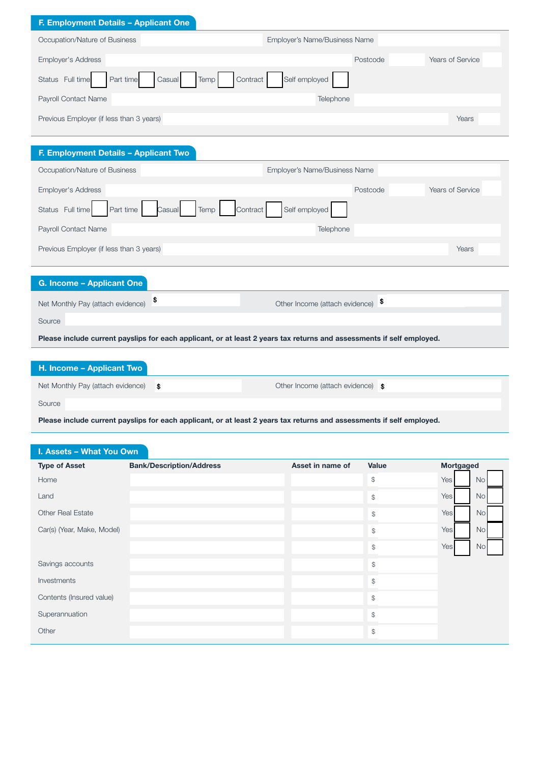## F. Employment Details – Applicant One

Occupation/Nature of Business | Employer's Name/Business Name

Employer's Address | Postcode | Years of Service

Status: Full time ☐ Part time ☐ Casual ☐ Temp ☐ Contract ☐ Self employed ☐

Payroll Contact Name | Telephone

Previous Employer (if less than 3 years) | Years

## F. Employment Details – Applicant Two

Occupation/Nature of Business | Employer's Name/Business Name

Employer's Address | Postcode | Years of Service

Status: Full time ☐ Part time ☐ Casual ☐ Temp ☐ Contract ☐ Self employed ☐

Payroll Contact Name | Telephone

Previous Employer (if less than 3 years) | Years

## G. Income – Applicant One

Net Monthly Pay (attach evidence) $ | Other Income (attach evidence) $

Source

**Please include current payslips for each applicant, or at least 2 years tax returns and assessments if self employed.**

## H. Income – Applicant Two

Net Monthly Pay (attach evidence) $ | Other Income (attach evidence) $

Source

**Please include current payslips for each applicant, or at least 2 years tax returns and assessments if self employed.**

## I. Assets – What You Own

| Type of Asset | Bank/Description/Address | Asset in name of | Value | Mortgaged |
|---|---|---|---|---|
| Home | | | $ | Yes ☐ No ☐ |
| Land | | | $ | Yes ☐ No ☐ |
| Other Real Estate | | | $ | Yes ☐ No ☐ |
| Car(s) (Year, Make, Model) | | | $ | Yes ☐ No ☐ |
| | | | $ | Yes ☐ No ☐ |
| Savings accounts | | | $ | |
| Investments | | | $ | |
| Contents (Insured value) | | | $ | |
| Superannuation | | | $ | |
| Other | | | $ | |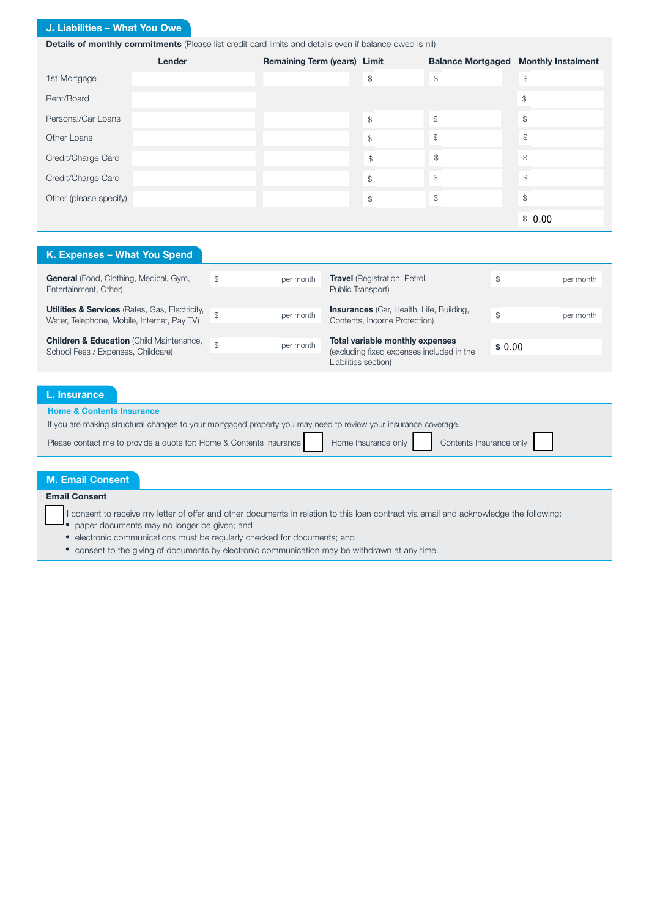## J. Liabilities – What You Owe

**Details of monthly commitments** (Please list credit card limits and details even if balance owed is nil)

| | Lender | Remaining Term (years) | Limit | Balance Mortgaged | Monthly Instalment |
|---|---|---|---|---|---|
| 1st Mortgage | | | $ | $ | $ |
| Rent/Board | | | | | $ |
| Personal/Car Loans | | | $ | $ | $ |
| Other Loans | | | $ | $ | $ |
| Credit/Charge Card | | | $ | $ | $ |
| Credit/Charge Card | | | $ | $ | $ |
| Other (please specify) | | | $ | $ | $ |
| | | | | | $ 0.00 |

## K. Expenses – What You Spend

| | | | |
|---|---|---|---|
| **General** (Food, Clothing, Medical, Gym, Entertainment, Other) | $ per month | **Travel** (Registration, Petrol, Public Transport) | $ per month |
| **Utilities & Services** (Rates, Gas, Electricity, Water, Telephone, Mobile, Internet, Pay TV) | $ per month | **Insurances** (Car, Health, Life, Building, Contents, Income Protection) | $ per month |
| **Children & Education** (Child Maintenance, School Fees / Expenses, Childcare) | $ per month | **Total variable monthly expenses** (excluding fixed expenses included in the Liabilities section) | $ 0.00 |

## L. Insurance

**Home & Contents Insurance**

If you are making structural changes to your mortgaged property you may need to review your insurance coverage.

Please contact me to provide a quote for: Home & Contents Insurance ☐ Home Insurance only ☐ Contents Insurance only ☐

## M. Email Consent

**Email Consent**

☐ I consent to receive my letter of offer and other documents in relation to this loan contract via email and acknowledge the following:

- paper documents may no longer be given; and
- electronic communications must be regularly checked for documents; and
- consent to the giving of documents by electronic communication may be withdrawn at any time.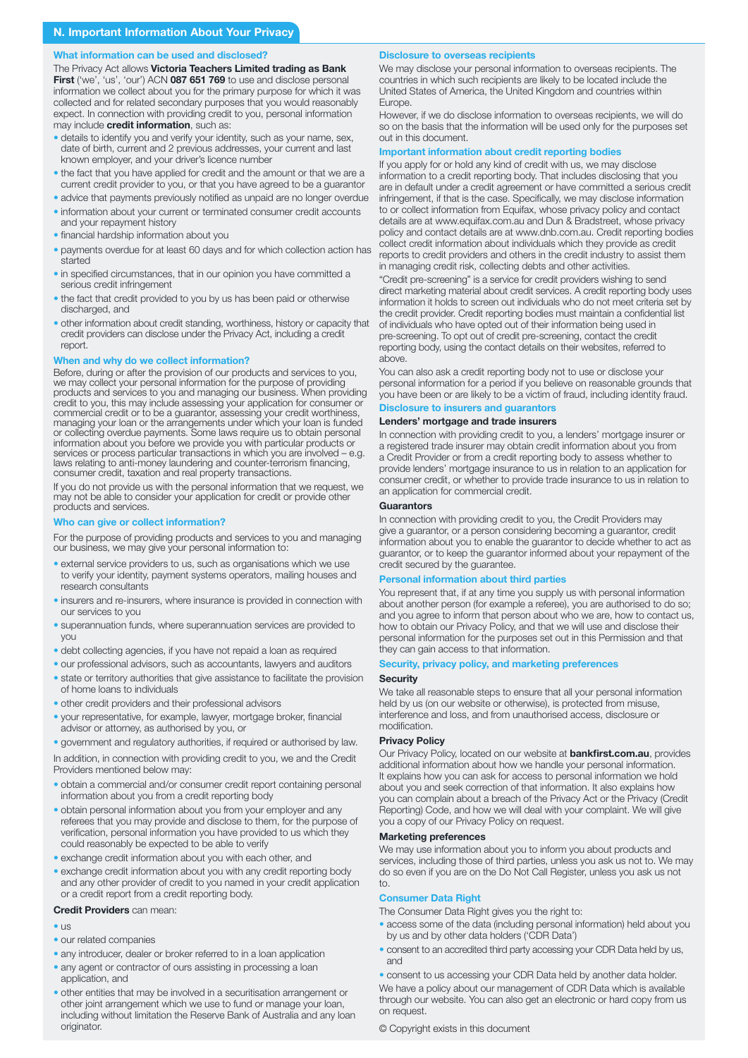## N. Important Information About Your Privacy

### What information can be used and disclosed?

The Privacy Act allows **Victoria Teachers Limited trading as Bank First** ('we', 'us', 'our') ACN **087 651 769** to use and disclose personal information we collect about you for the primary purpose for which it was collected and for related secondary purposes that you would reasonably expect. In connection with providing credit to you, personal information may include **credit information**, such as:

- details to identify you and verify your identity, such as your name, sex, date of birth, current and 2 previous addresses, your current and last known employer, and your driver's licence number
- the fact that you have applied for credit and the amount or that we are a current credit provider to you, or that you have agreed to be a guarantor
- advice that payments previously notified as unpaid are no longer overdue
- information about your current or terminated consumer credit accounts and your repayment history
- financial hardship information about you
- payments overdue for at least 60 days and for which collection action has started
- in specified circumstances, that in our opinion you have committed a serious credit infringement
- the fact that credit provided to you by us has been paid or otherwise discharged, and
- other information about credit standing, worthiness, history or capacity that credit providers can disclose under the Privacy Act, including a credit report.

### When and why do we collect information?

Before, during or after the provision of our products and services to you, we may collect your personal information for the purpose of providing products and services to you and managing our business. When providing credit to you, this may include assessing your application for consumer or commercial credit or to be a guarantor, assessing your credit worthiness, managing your loan or the arrangements under which your loan is funded or collecting overdue payments. Some laws require us to obtain personal information about you before we provide you with particular products or services or process particular transactions in which you are involved – e.g. laws relating to anti-money laundering and counter-terrorism financing, consumer credit, taxation and real property transactions.

If you do not provide us with the personal information that we request, we may not be able to consider your application for credit or provide other products and services.

### Who can give or collect information?

For the purpose of providing products and services to you and managing our business, we may give your personal information to:

- external service providers to us, such as organisations which we use to verify your identity, payment systems operators, mailing houses and research consultants
- insurers and re-insurers, where insurance is provided in connection with our services to you
- superannuation funds, where superannuation services are provided to you
- debt collecting agencies, if you have not repaid a loan as required
- our professional advisors, such as accountants, lawyers and auditors
- state or territory authorities that give assistance to facilitate the provision of home loans to individuals
- other credit providers and their professional advisors
- your representative, for example, lawyer, mortgage broker, financial advisor or attorney, as authorised by you, or
- government and regulatory authorities, if required or authorised by law.

In addition, in connection with providing credit to you, we and the Credit Providers mentioned below may:

- obtain a commercial and/or consumer credit report containing personal information about you from a credit reporting body
- obtain personal information about you from your employer and any referees that you may provide and disclose to them, for the purpose of verification, personal information you have provided to us which they could reasonably be expected to be able to verify
- exchange credit information about you with each other, and
- exchange credit information about you with any credit reporting body and any other provider of credit to you named in your credit application or a credit report from a credit reporting body.

**Credit Providers** can mean:

- us
- our related companies
- any introducer, dealer or broker referred to in a loan application
- any agent or contractor of ours assisting in processing a loan application, and
- other entities that may be involved in a securitisation arrangement or other joint arrangement which we use to fund or manage your loan, including without limitation the Reserve Bank of Australia and any loan originator.

### Disclosure to overseas recipients

We may disclose your personal information to overseas recipients. The countries in which such recipients are likely to be located include the United States of America, the United Kingdom and countries within Europe.

However, if we do disclose information to overseas recipients, we will do so on the basis that the information will be used only for the purposes set out in this document.

### Important information about credit reporting bodies

If you apply for or hold any kind of credit with us, we may disclose information to a credit reporting body. That includes disclosing that you are in default under a credit agreement or have committed a serious credit infringement, if that is the case. Specifically, we may disclose information to or collect information from Equifax, whose privacy policy and contact details are at www.equifax.com.au and Dun & Bradstreet, whose privacy policy and contact details are at www.dnb.com.au. Credit reporting bodies collect credit information about individuals which they provide as credit reports to credit providers and others in the credit industry to assist them in managing credit risk, collecting debts and other activities.

"Credit pre-screening" is a service for credit providers wishing to send direct marketing material about credit services. A credit reporting body uses information it holds to screen out individuals who do not meet criteria set by the credit provider. Credit reporting bodies must maintain a confidential list of individuals who have opted out of their information being used in pre-screening. To opt out of credit pre-screening, contact the credit reporting body, using the contact details on their websites, referred to above.

You can also ask a credit reporting body not to use or disclose your personal information for a period if you believe on reasonable grounds that you have been or are likely to be a victim of fraud, including identity fraud.

### Disclosure to insurers and guarantors

#### Lenders' mortgage and trade insurers

In connection with providing credit to you, a lenders' mortgage insurer or a registered trade insurer may obtain credit information about you from a Credit Provider or from a credit reporting body to assess whether to provide lenders' mortgage insurance to us in relation to an application for consumer credit, or whether to provide trade insurance to us in relation to an application for commercial credit.

#### Guarantors

In connection with providing credit to you, the Credit Providers may give a guarantor, or a person considering becoming a guarantor, credit information about you to enable the guarantor to decide whether to act as guarantor, or to keep the guarantor informed about your repayment of the credit secured by the guarantee.

### Personal information about third parties

You represent that, if at any time you supply us with personal information about another person (for example a referee), you are authorised to do so; and you agree to inform that person about who we are, how to contact us, how to obtain our Privacy Policy, and that we will use and disclose their personal information for the purposes set out in this Permission and that they can gain access to that information.

### Security, privacy policy, and marketing preferences

#### Security

We take all reasonable steps to ensure that all your personal information held by us (on our website or otherwise), is protected from misuse, interference and loss, and from unauthorised access, disclosure or modification.

#### Privacy Policy

Our Privacy Policy, located on our website at **bankfirst.com.au**, provides additional information about how we handle your personal information. It explains how you can ask for access to personal information we hold about you and seek correction of that information. It also explains how you can complain about a breach of the Privacy Act or the Privacy (Credit Reporting) Code, and how we will deal with your complaint. We will give you a copy of our Privacy Policy on request.

#### Marketing preferences

We may use information about you to inform you about products and services, including those of third parties, unless you ask us not to. We may do so even if you are on the Do Not Call Register, unless you ask us not to.

### Consumer Data Right

The Consumer Data Right gives you the right to:

- access some of the data (including personal information) held about you by us and by other data holders ('CDR Data')
- consent to an accredited third party accessing your CDR Data held by us, and
- consent to us accessing your CDR Data held by another data holder.

We have a policy about our management of CDR Data which is available through our website. You can also get an electronic or hard copy from us on request.

© Copyright exists in this document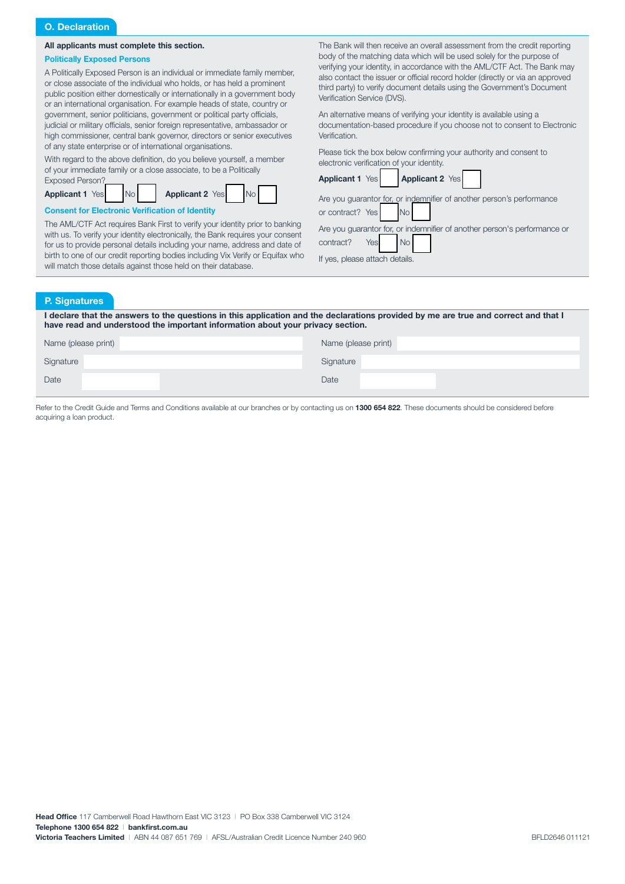## O. Declaration

**All applicants must complete this section.**

### Politically Exposed Persons

A Politically Exposed Person is an individual or immediate family member, or close associate of the individual who holds, or has held a prominent public position either domestically or internationally in a government body or an international organisation. For example heads of state, country or government, senior politicians, government or political party officials, judicial or military officials, senior foreign representative, ambassador or high commissioner, central bank governor, directors or senior executives of any state enterprise or of international organisations.

With regard to the above definition, do you believe yourself, a member of your immediate family or a close associate, to be a Politically Exposed Person?

**Applicant 1** Yes ☐ No ☐ **Applicant 2** Yes ☐ No ☐

### Consent for Electronic Verification of Identity

The AML/CTF Act requires Bank First to verify your identity prior to banking with us. To verify your identity electronically, the Bank requires your consent for us to provide personal details including your name, address and date of birth to one of our credit reporting bodies including Vix Verify or Equifax who will match those details against those held on their database.

The Bank will then receive an overall assessment from the credit reporting body of the matching data which will be used solely for the purpose of verifying your identity, in accordance with the AML/CTF Act. The Bank may also contact the issuer or official record holder (directly or via an approved third party) to verify document details using the Government's Document Verification Service (DVS).

An alternative means of verifying your identity is available using a documentation-based procedure if you choose not to consent to Electronic Verification.

Please tick the box below confirming your authority and consent to electronic verification of your identity.

**Applicant 1** Yes ☐ **Applicant 2** Yes ☐

Are you guarantor for, or indemnifier of another person's performance or contract? Yes ☐ No ☐

Are you guarantor for, or indemnifier of another person's performance or contract? Yes ☐ No ☐

If yes, please attach details.

## P. Signatures

**I declare that the answers to the questions in this application and the declarations provided by me are true and correct and that I have read and understood the important information about your privacy section.**

| | | | |
|---|---|---|---|
| Name (please print) | | Name (please print) | |
| Signature | | Signature | |
| Date | | Date | |

Refer to the Credit Guide and Terms and Conditions available at our branches or by contacting us on **1300 654 822**. These documents should be considered before acquiring a loan product.

**Head Office** 117 Camberwell Road Hawthorn East VIC 3123 | PO Box 338 Camberwell VIC 3124
**Telephone 1300 654 822** | **bankfirst.com.au**
**Victoria Teachers Limited** | ABN 44 087 651 769 | AFSL/Australian Credit Licence Number 240 960

BFLD2646 011121